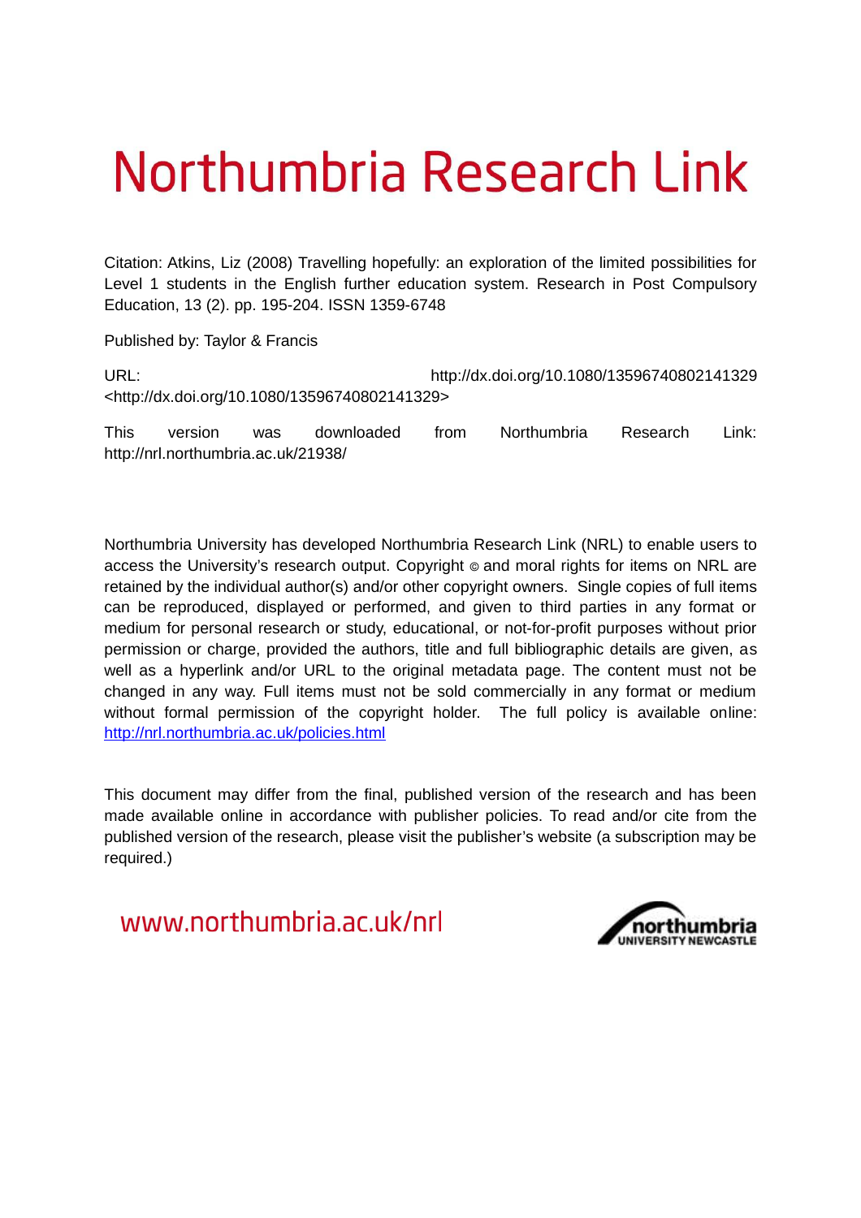# Northumbria Research Link

Citation: Atkins, Liz (2008) Travelling hopefully: an exploration of the limited possibilities for Level 1 students in the English further education system. Research in Post Compulsory Education, 13 (2). pp. 195-204. ISSN 1359-6748

Published by: Taylor & Francis

URL: http://dx.doi.org/10.1080/13596740802141329 <http://dx.doi.org/10.1080/13596740802141329>

This version was downloaded from Northumbria Research Link: http://nrl.northumbria.ac.uk/21938/

Northumbria University has developed Northumbria Research Link (NRL) to enable users to access the University's research output. Copyright © and moral rights for items on NRL are retained by the individual author(s) and/or other copyright owners. Single copies of full items can be reproduced, displayed or performed, and given to third parties in any format or medium for personal research or study, educational, or not-for-profit purposes without prior permission or charge, provided the authors, title and full bibliographic details are given, as well as a hyperlink and/or URL to the original metadata page. The content must not be changed in any way. Full items must not be sold commercially in any format or medium without formal permission of the copyright holder. The full policy is available online: http://nrl.northumbria.ac.uk/policies.html

This document may differ from the final, published version of the research and has been made available online in accordance with publisher policies. To read and/or cite from the published version of the research, please visit the publisher's website (a subscription may be required.)

www.northumbria.ac.uk/nrl

northumbria UNIVERSITY NEWCASTLE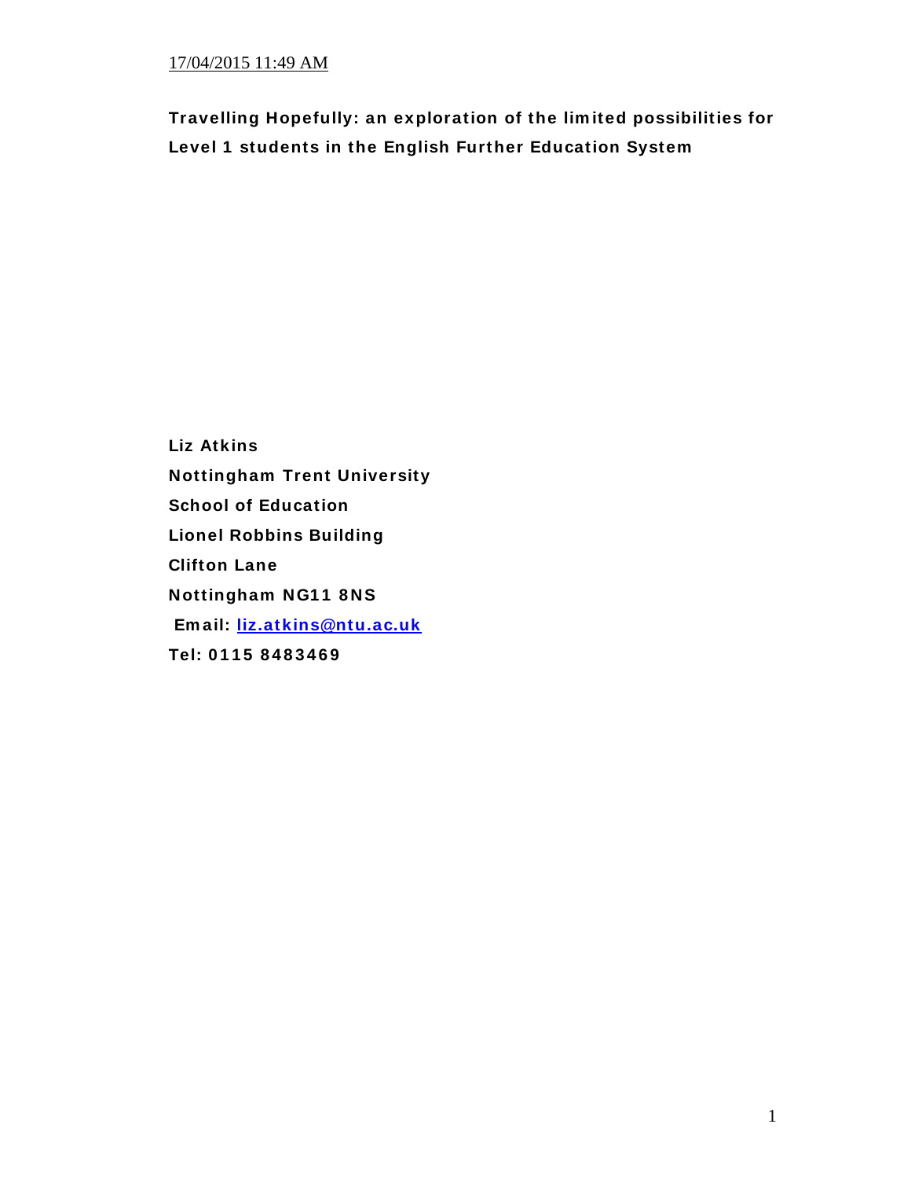17/04/2015 11:49 AM

**Travelling Hopefully: an exploration of the limited possibilities for Level 1 students in the English Further Education System**

**Liz Atkins**

**Nottingham Trent University**

**School of Education**

**Lionel Robbins Building**

**Clifton Lane**

**Nottingham NG11 8NS**

**Email: [liz.atkins@ntu.ac.uk](mailto:liz.atkins@ntu.ac.uk)**

**Tel: 0115 8483469**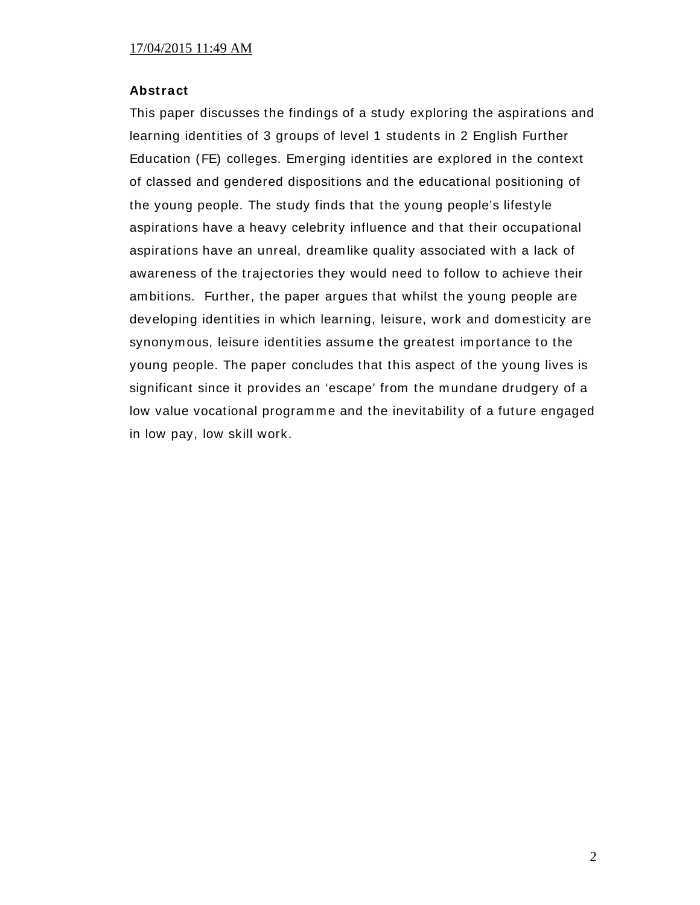17/04/2015 11:49 AM

**Abstract**

This paper discusses the findings of a study exploring the aspirations and learning identities of 3 groups of level 1 students in 2 English Further Education (FE) colleges. Emerging identities are explored in the context of classed and gendered dispositions and the educational positioning of the young people. The study finds that the young people's lifestyle aspirations have a heavy celebrity influence and that their occupational aspirations have an unreal, dreamlike quality associated with a lack of awareness of the trajectories they would need to follow to achieve their ambitions. Further, the paper argues that whilst the young people are developing identities in which learning, leisure, work and domesticity are synonymous, leisure identities assume the greatest importance to the young people. The paper concludes that this aspect of the young lives is significant since it provides an 'escape' from the mundane drudgery of a low value vocational programme and the inevitability of a future engaged in low pay, low skill work.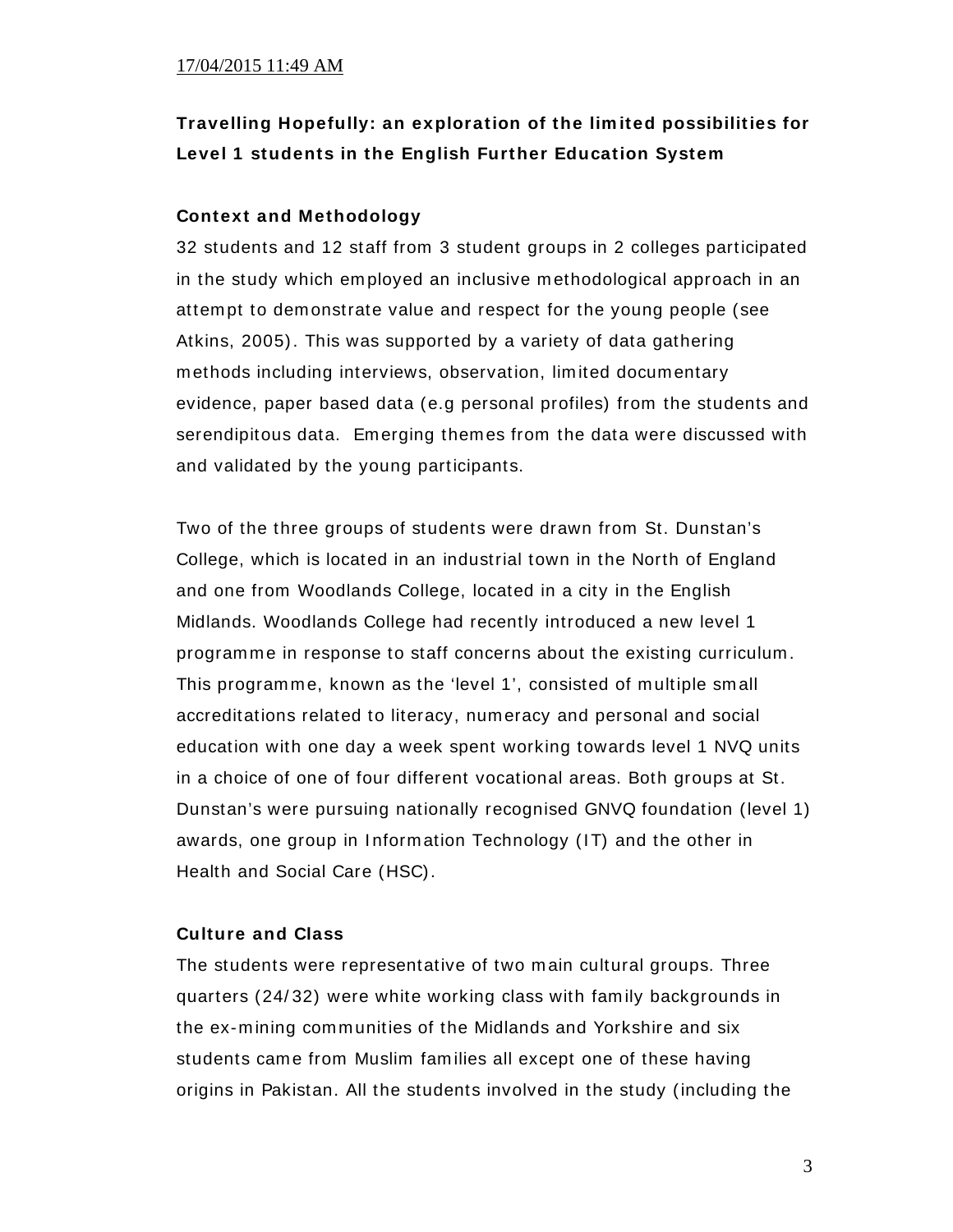**Travelling Hopefully: an exploration of the limited possibilities for Level 1 students in the English Further Education System**

**Context and Methodology**

32 students and 12 staff from 3 student groups in 2 colleges participated in the study which employed an inclusive methodological approach in an attempt to demonstrate value and respect for the young people (see Atkins, 2005). This was supported by a variety of data gathering methods including interviews, observation, limited documentary evidence, paper based data (e.g personal profiles) from the students and serendipitous data. Emerging themes from the data were discussed with and validated by the young participants.

Two of the three groups of students were drawn from St. Dunstan's College, which is located in an industrial town in the North of England and one from Woodlands College, located in a city in the English Midlands. Woodlands College had recently introduced a new level 1 programme in response to staff concerns about the existing curriculum. This programme, known as the 'level 1', consisted of multiple small accreditations related to literacy, numeracy and personal and social education with one day a week spent working towards level 1 NVQ units in a choice of one of four different vocational areas. Both groups at St. Dunstan's were pursuing nationally recognised GNVQ foundation (level 1) awards, one group in Information Technology (IT) and the other in Health and Social Care (HSC).

**Culture and Class**

The students were representative of two main cultural groups. Three quarters (24/32) were white working class with family backgrounds in the ex-mining communities of the Midlands and Yorkshire and six students came from Muslim families all except one of these having origins in Pakistan. All the students involved in the study (including the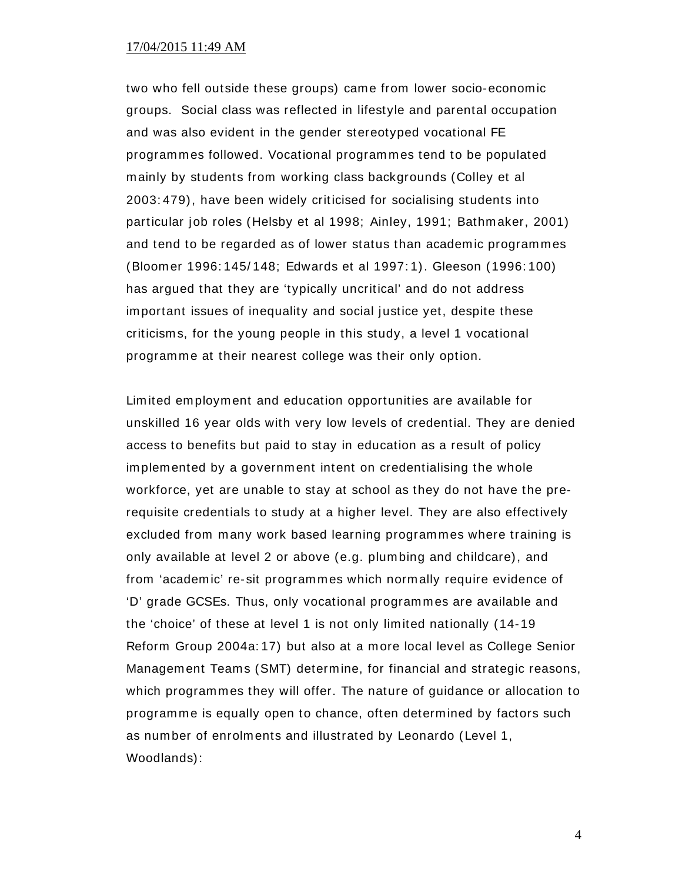two who fell outside these groups) came from lower socio-economic groups. Social class was reflected in lifestyle and parental occupation and was also evident in the gender stereotyped vocational FE programmes followed. Vocational programmes tend to be populated mainly by students from working class backgrounds (Colley et al 2003:479), have been widely criticised for socialising students into particular job roles (Helsby et al 1998; Ainley, 1991; Bathmaker, 2001) and tend to be regarded as of lower status than academic programmes (Bloomer 1996:145/148; Edwards et al 1997:1). Gleeson (1996:100) has argued that they are 'typically uncritical' and do not address important issues of inequality and social justice yet, despite these criticisms, for the young people in this study, a level 1 vocational programme at their nearest college was their only option.

Limited employment and education opportunities are available for unskilled 16 year olds with very low levels of credential. They are denied access to benefits but paid to stay in education as a result of policy implemented by a government intent on credentialising the whole workforce, yet are unable to stay at school as they do not have the pre-requisite credentials to study at a higher level. They are also effectively excluded from many work based learning programmes where training is only available at level 2 or above (e.g. plumbing and childcare), and from 'academic' re-sit programmes which normally require evidence of 'D' grade GCSEs. Thus, only vocational programmes are available and the 'choice' of these at level 1 is not only limited nationally (14-19 Reform Group 2004a:17) but also at a more local level as College Senior Management Teams (SMT) determine, for financial and strategic reasons, which programmes they will offer. The nature of guidance or allocation to programme is equally open to chance, often determined by factors such as number of enrolments and illustrated by Leonardo (Level 1, Woodlands):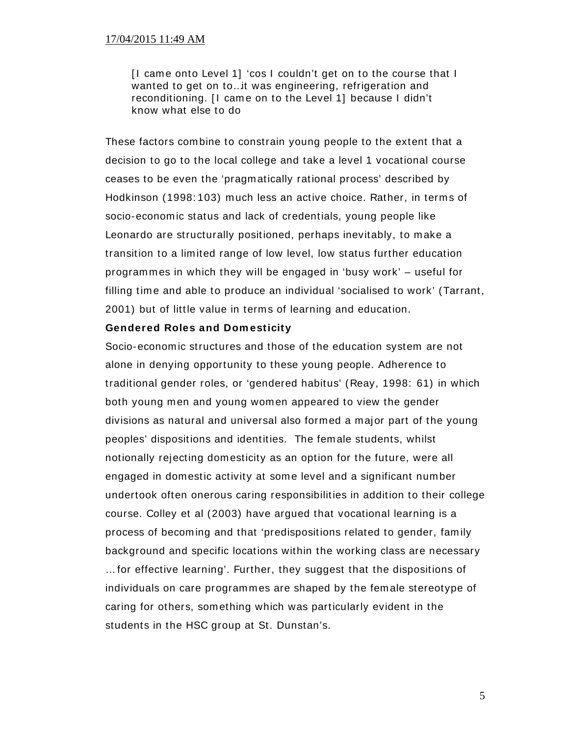> [I came onto Level 1] 'cos I couldn't get on to the course that I wanted to get on to…it was engineering, refrigeration and reconditioning. [I came on to the Level 1] because I didn't know what else to do

These factors combine to constrain young people to the extent that a decision to go to the local college and take a level 1 vocational course ceases to be even the 'pragmatically rational process' described by Hodkinson (1998: 103) much less an active choice. Rather, in terms of socio-economic status and lack of credentials, young people like Leonardo are structurally positioned, perhaps inevitably, to make a transition to a limited range of low level, low status further education programmes in which they will be engaged in 'busy work' – useful for filling time and able to produce an individual 'socialised to work' (Tarrant, 2001) but of little value in terms of learning and education.

**Gendered Roles and Domesticity**

Socio-economic structures and those of the education system are not alone in denying opportunity to these young people. Adherence to traditional gender roles, or 'gendered habitus' (Reay, 1998: 61) in which both young men and young women appeared to view the gender divisions as natural and universal also formed a major part of the young peoples' dispositions and identities. The female students, whilst notionally rejecting domesticity as an option for the future, were all engaged in domestic activity at some level and a significant number undertook often onerous caring responsibilities in addition to their college course. Colley et al (2003) have argued that vocational learning is a process of becoming and that 'predispositions related to gender, family background and specific locations within the working class are necessary …for effective learning'. Further, they suggest that the dispositions of individuals on care programmes are shaped by the female stereotype of caring for others, something which was particularly evident in the students in the HSC group at St. Dunstan's.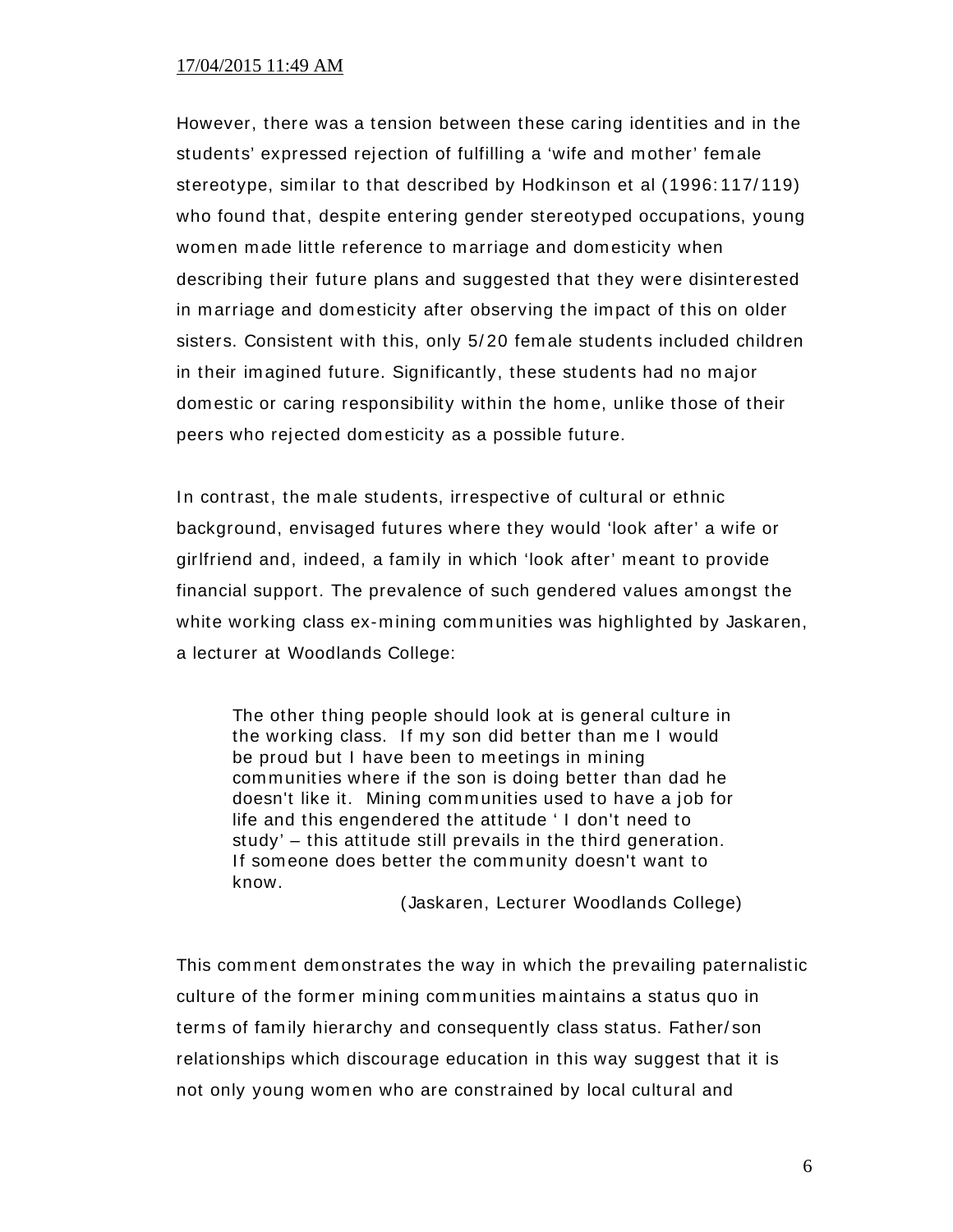However, there was a tension between these caring identities and in the students' expressed rejection of fulfilling a 'wife and mother' female stereotype, similar to that described by Hodkinson et al (1996:117/119) who found that, despite entering gender stereotyped occupations, young women made little reference to marriage and domesticity when describing their future plans and suggested that they were disinterested in marriage and domesticity after observing the impact of this on older sisters. Consistent with this, only 5/20 female students included children in their imagined future. Significantly, these students had no major domestic or caring responsibility within the home, unlike those of their peers who rejected domesticity as a possible future.

In contrast, the male students, irrespective of cultural or ethnic background, envisaged futures where they would 'look after' a wife or girlfriend and, indeed, a family in which 'look after' meant to provide financial support. The prevalence of such gendered values amongst the white working class ex-mining communities was highlighted by Jaskaren, a lecturer at Woodlands College:

> The other thing people should look at is general culture in the working class. If my son did better than me I would be proud but I have been to meetings in mining communities where if the son is doing better than dad he doesn't like it. Mining communities used to have a job for life and this engendered the attitude ' I don't need to study' – this attitude still prevails in the third generation. If someone does better the community doesn't want to know.
>
> (Jaskaren, Lecturer Woodlands College)

This comment demonstrates the way in which the prevailing paternalistic culture of the former mining communities maintains a status quo in terms of family hierarchy and consequently class status. Father/son relationships which discourage education in this way suggest that it is not only young women who are constrained by local cultural and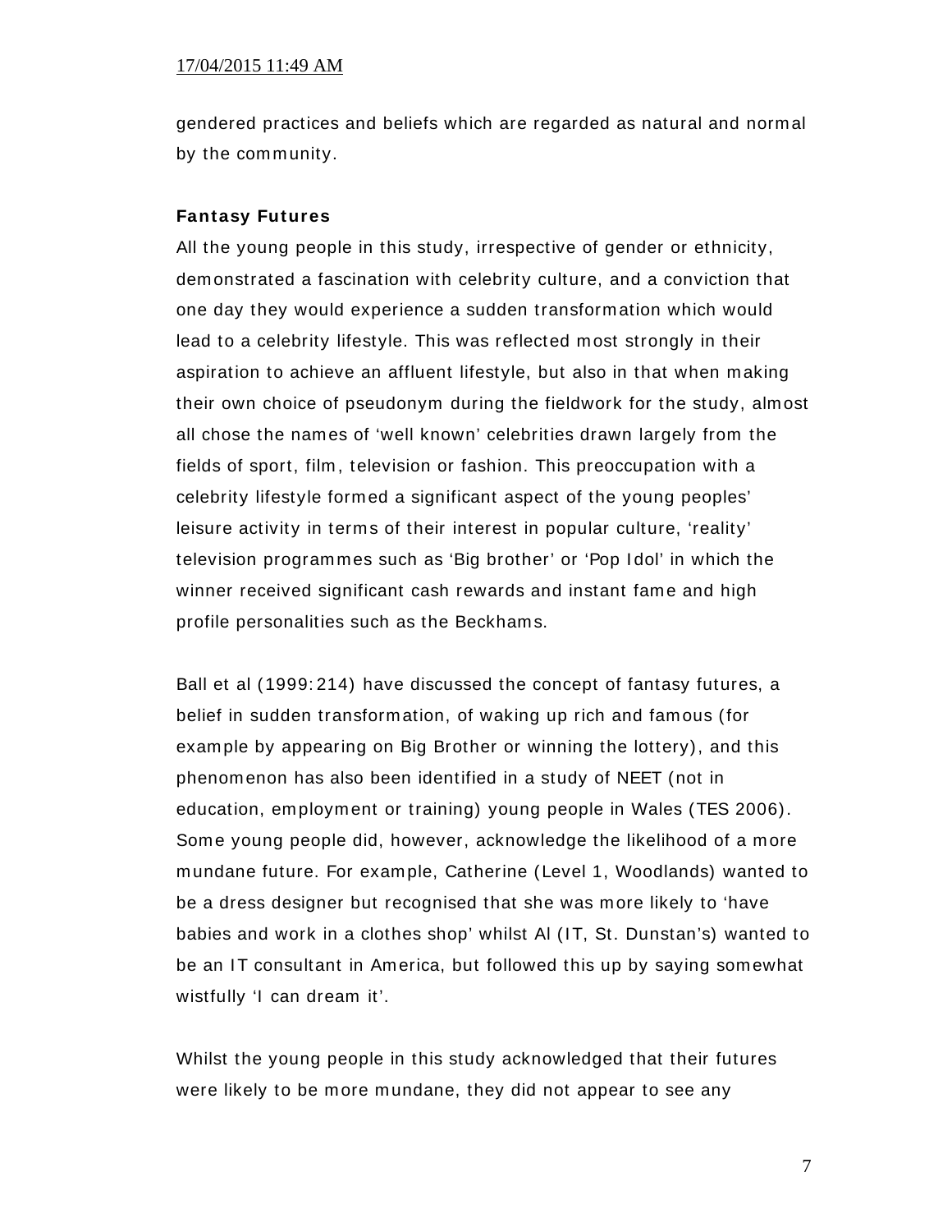gendered practices and beliefs which are regarded as natural and normal by the community.

**Fantasy Futures**

All the young people in this study, irrespective of gender or ethnicity, demonstrated a fascination with celebrity culture, and a conviction that one day they would experience a sudden transformation which would lead to a celebrity lifestyle. This was reflected most strongly in their aspiration to achieve an affluent lifestyle, but also in that when making their own choice of pseudonym during the fieldwork for the study, almost all chose the names of 'well known' celebrities drawn largely from the fields of sport, film, television or fashion. This preoccupation with a celebrity lifestyle formed a significant aspect of the young peoples' leisure activity in terms of their interest in popular culture, 'reality' television programmes such as 'Big brother' or 'Pop Idol' in which the winner received significant cash rewards and instant fame and high profile personalities such as the Beckhams.

Ball et al (1999: 214) have discussed the concept of fantasy futures, a belief in sudden transformation, of waking up rich and famous (for example by appearing on Big Brother or winning the lottery), and this phenomenon has also been identified in a study of NEET (not in education, employment or training) young people in Wales (TES 2006). Some young people did, however, acknowledge the likelihood of a more mundane future. For example, Catherine (Level 1, Woodlands) wanted to be a dress designer but recognised that she was more likely to 'have babies and work in a clothes shop' whilst Al (IT, St. Dunstan's) wanted to be an IT consultant in America, but followed this up by saying somewhat wistfully 'I can dream it'.

Whilst the young people in this study acknowledged that their futures were likely to be more mundane, they did not appear to see any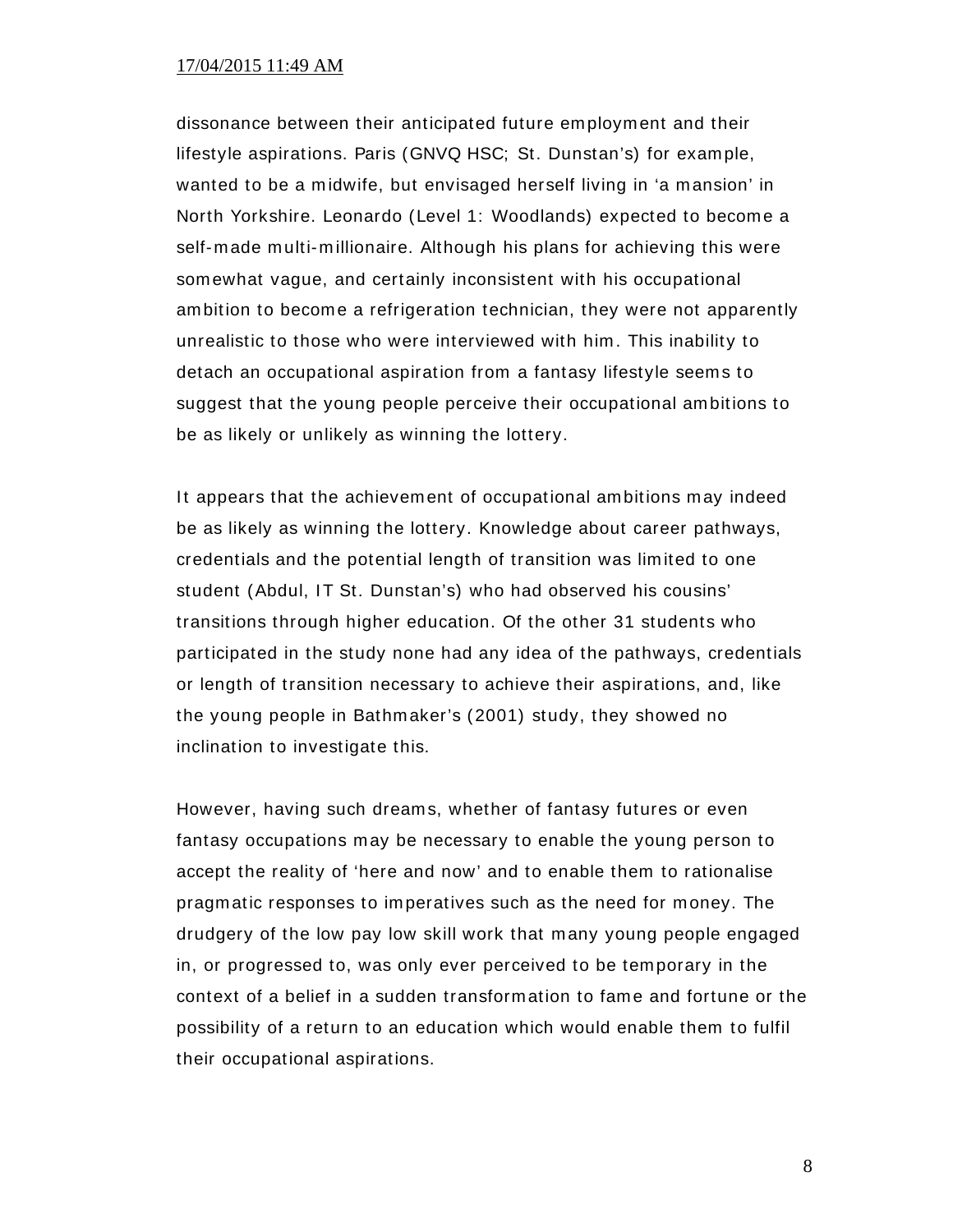dissonance between their anticipated future employment and their lifestyle aspirations. Paris (GNVQ HSC; St. Dunstan's) for example, wanted to be a midwife, but envisaged herself living in 'a mansion' in North Yorkshire. Leonardo (Level 1: Woodlands) expected to become a self-made multi-millionaire. Although his plans for achieving this were somewhat vague, and certainly inconsistent with his occupational ambition to become a refrigeration technician, they were not apparently unrealistic to those who were interviewed with him. This inability to detach an occupational aspiration from a fantasy lifestyle seems to suggest that the young people perceive their occupational ambitions to be as likely or unlikely as winning the lottery.

It appears that the achievement of occupational ambitions may indeed be as likely as winning the lottery. Knowledge about career pathways, credentials and the potential length of transition was limited to one student (Abdul, IT St. Dunstan's) who had observed his cousins' transitions through higher education. Of the other 31 students who participated in the study none had any idea of the pathways, credentials or length of transition necessary to achieve their aspirations, and, like the young people in Bathmaker's (2001) study, they showed no inclination to investigate this.

However, having such dreams, whether of fantasy futures or even fantasy occupations may be necessary to enable the young person to accept the reality of 'here and now' and to enable them to rationalise pragmatic responses to imperatives such as the need for money. The drudgery of the low pay low skill work that many young people engaged in, or progressed to, was only ever perceived to be temporary in the context of a belief in a sudden transformation to fame and fortune or the possibility of a return to an education which would enable them to fulfil their occupational aspirations.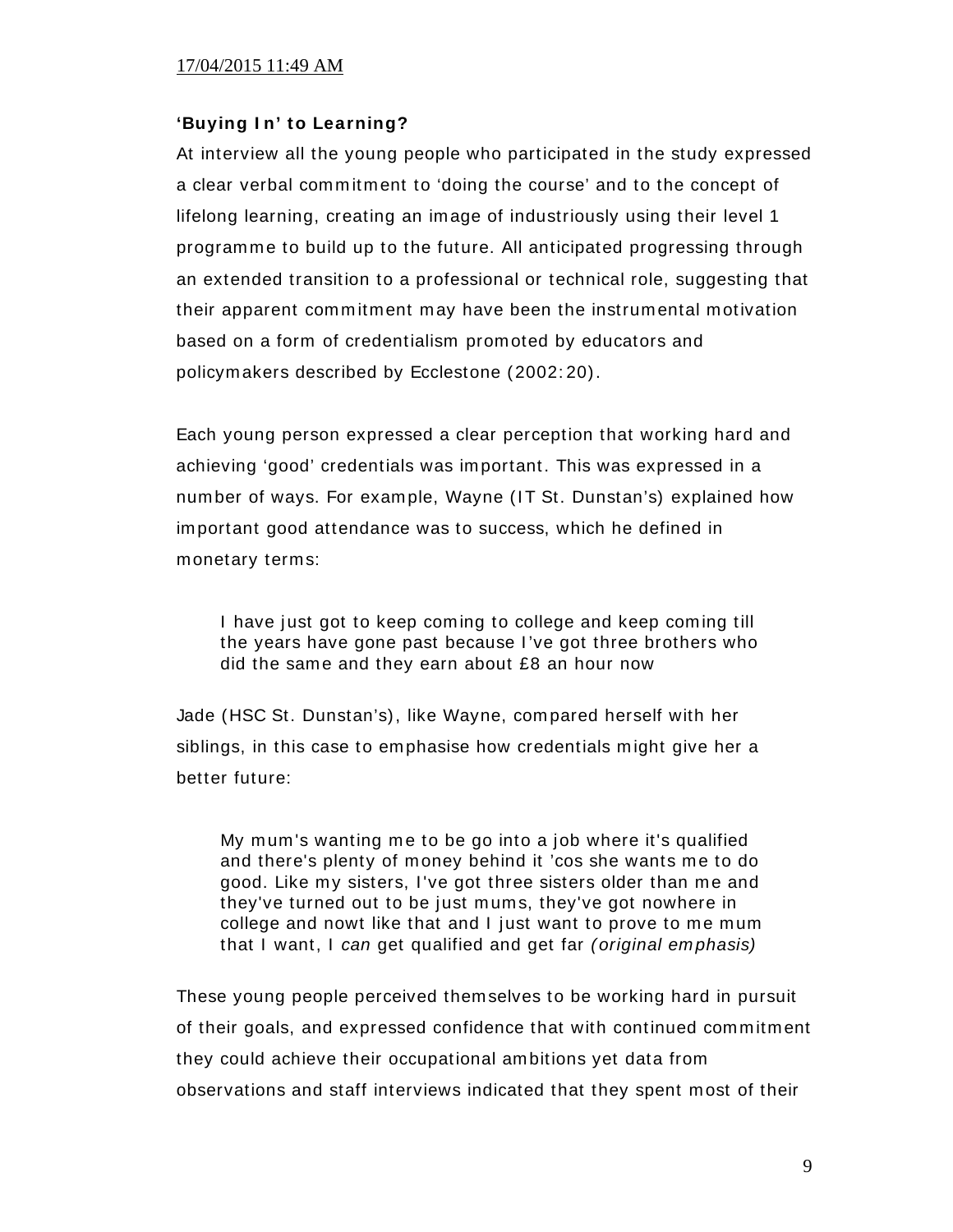### 'Buying In' to Learning?

At interview all the young people who participated in the study expressed a clear verbal commitment to 'doing the course' and to the concept of lifelong learning, creating an image of industriously using their level 1 programme to build up to the future. All anticipated progressing through an extended transition to a professional or technical role, suggesting that their apparent commitment may have been the instrumental motivation based on a form of credentialism promoted by educators and policymakers described by Ecclestone (2002: 20).

Each young person expressed a clear perception that working hard and achieving 'good' credentials was important. This was expressed in a number of ways. For example, Wayne (IT St. Dunstan's) explained how important good attendance was to success, which he defined in monetary terms:

> I have just got to keep coming to college and keep coming till the years have gone past because I've got three brothers who did the same and they earn about £8 an hour now

Jade (HSC St. Dunstan's), like Wayne, compared herself with her siblings, in this case to emphasise how credentials might give her a better future:

> My mum's wanting me to be go into a job where it's qualified and there's plenty of money behind it 'cos she wants me to do good. Like my sisters, I've got three sisters older than me and they've turned out to be just mums, they've got nowhere in college and nowt like that and I just want to prove to me mum that I want, I *can* get qualified and get far *(original emphasis)*

These young people perceived themselves to be working hard in pursuit of their goals, and expressed confidence that with continued commitment they could achieve their occupational ambitions yet data from observations and staff interviews indicated that they spent most of their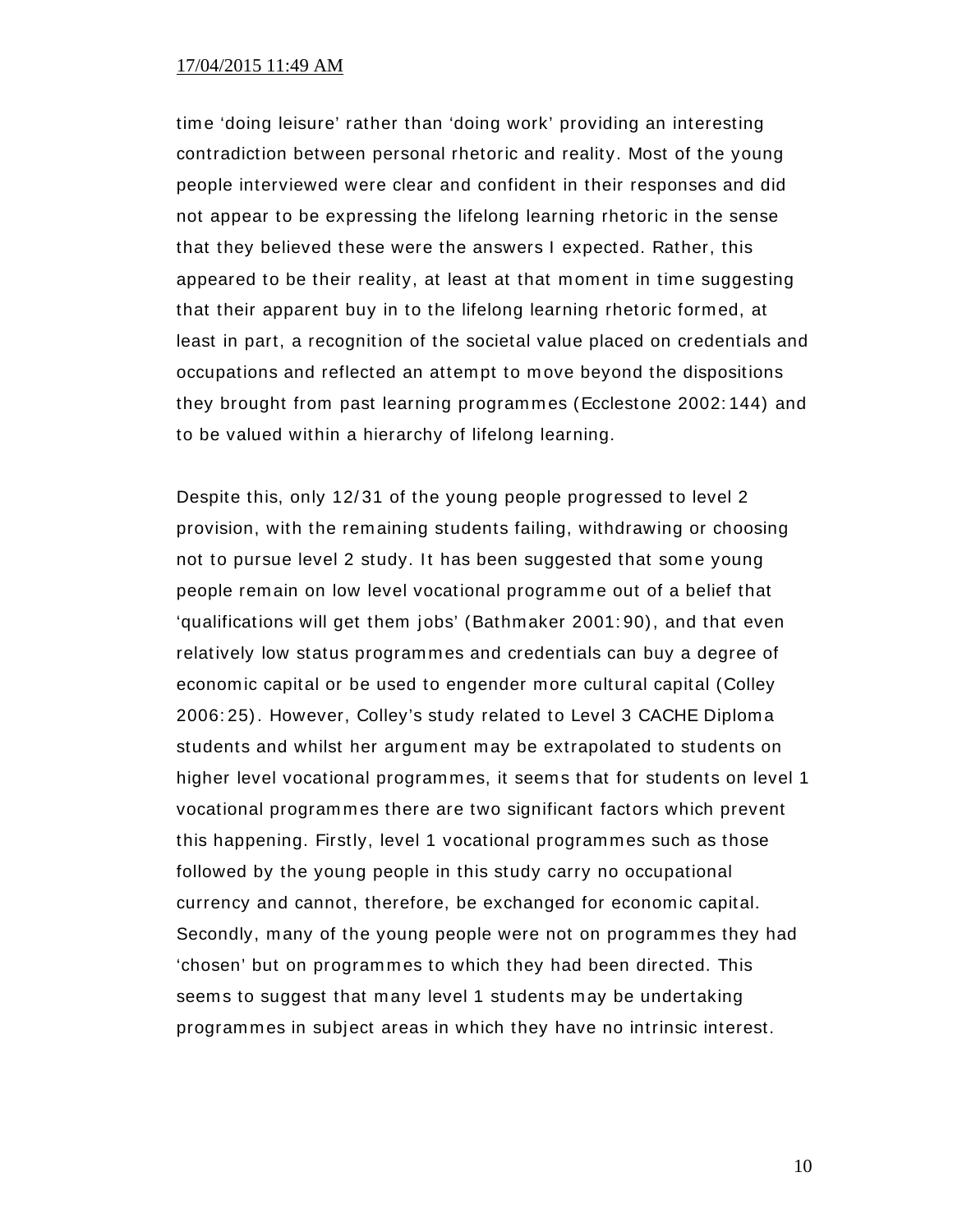time 'doing leisure' rather than 'doing work' providing an interesting contradiction between personal rhetoric and reality. Most of the young people interviewed were clear and confident in their responses and did not appear to be expressing the lifelong learning rhetoric in the sense that they believed these were the answers I expected. Rather, this appeared to be their reality, at least at that moment in time suggesting that their apparent buy in to the lifelong learning rhetoric formed, at least in part, a recognition of the societal value placed on credentials and occupations and reflected an attempt to move beyond the dispositions they brought from past learning programmes (Ecclestone 2002:144) and to be valued within a hierarchy of lifelong learning.

Despite this, only 12/31 of the young people progressed to level 2 provision, with the remaining students failing, withdrawing or choosing not to pursue level 2 study. It has been suggested that some young people remain on low level vocational programme out of a belief that 'qualifications will get them jobs' (Bathmaker 2001:90), and that even relatively low status programmes and credentials can buy a degree of economic capital or be used to engender more cultural capital (Colley 2006:25). However, Colley's study related to Level 3 CACHE Diploma students and whilst her argument may be extrapolated to students on higher level vocational programmes, it seems that for students on level 1 vocational programmes there are two significant factors which prevent this happening. Firstly, level 1 vocational programmes such as those followed by the young people in this study carry no occupational currency and cannot, therefore, be exchanged for economic capital. Secondly, many of the young people were not on programmes they had 'chosen' but on programmes to which they had been directed. This seems to suggest that many level 1 students may be undertaking programmes in subject areas in which they have no intrinsic interest.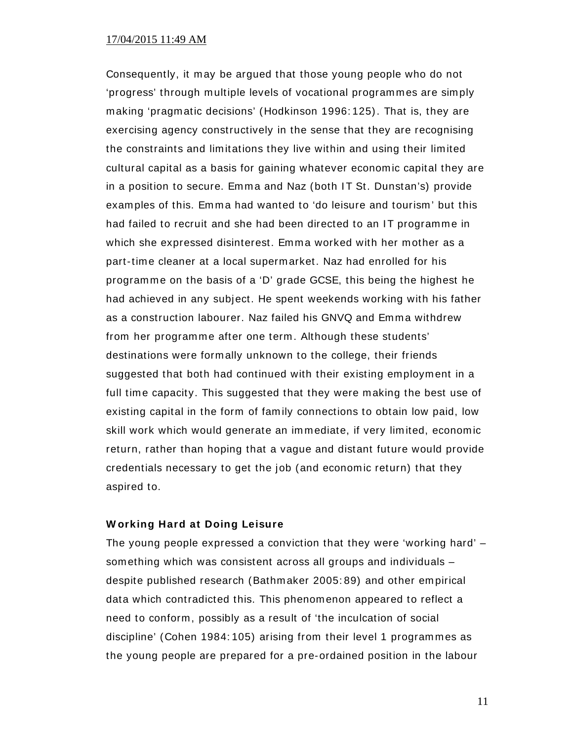Consequently, it may be argued that those young people who do not 'progress' through multiple levels of vocational programmes are simply making 'pragmatic decisions' (Hodkinson 1996:125). That is, they are exercising agency constructively in the sense that they are recognising the constraints and limitations they live within and using their limited cultural capital as a basis for gaining whatever economic capital they are in a position to secure. Emma and Naz (both IT St. Dunstan's) provide examples of this. Emma had wanted to 'do leisure and tourism' but this had failed to recruit and she had been directed to an IT programme in which she expressed disinterest. Emma worked with her mother as a part-time cleaner at a local supermarket. Naz had enrolled for his programme on the basis of a 'D' grade GCSE, this being the highest he had achieved in any subject. He spent weekends working with his father as a construction labourer. Naz failed his GNVQ and Emma withdrew from her programme after one term. Although these students' destinations were formally unknown to the college, their friends suggested that both had continued with their existing employment in a full time capacity. This suggested that they were making the best use of existing capital in the form of family connections to obtain low paid, low skill work which would generate an immediate, if very limited, economic return, rather than hoping that a vague and distant future would provide credentials necessary to get the job (and economic return) that they aspired to.

**Working Hard at Doing Leisure**

The young people expressed a conviction that they were 'working hard' – something which was consistent across all groups and individuals – despite published research (Bathmaker 2005:89) and other empirical data which contradicted this. This phenomenon appeared to reflect a need to conform, possibly as a result of 'the inculcation of social discipline' (Cohen 1984:105) arising from their level 1 programmes as the young people are prepared for a pre-ordained position in the labour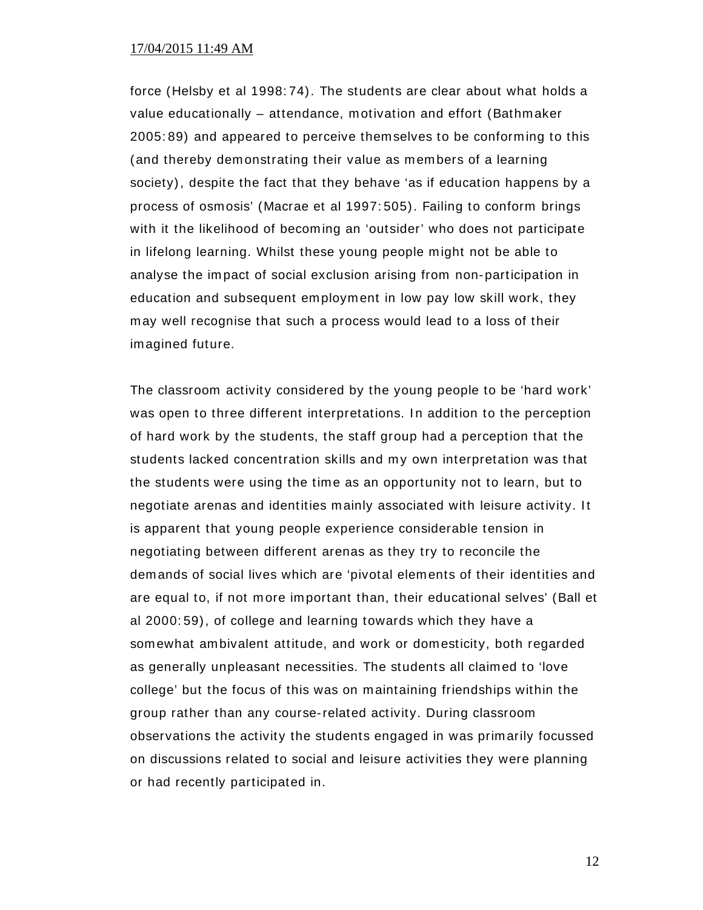force (Helsby et al 1998:74). The students are clear about what holds a value educationally – attendance, motivation and effort (Bathmaker 2005:89) and appeared to perceive themselves to be conforming to this (and thereby demonstrating their value as members of a learning society), despite the fact that they behave 'as if education happens by a process of osmosis' (Macrae et al 1997:505). Failing to conform brings with it the likelihood of becoming an 'outsider' who does not participate in lifelong learning. Whilst these young people might not be able to analyse the impact of social exclusion arising from non-participation in education and subsequent employment in low pay low skill work, they may well recognise that such a process would lead to a loss of their imagined future.

The classroom activity considered by the young people to be 'hard work' was open to three different interpretations. In addition to the perception of hard work by the students, the staff group had a perception that the students lacked concentration skills and my own interpretation was that the students were using the time as an opportunity not to learn, but to negotiate arenas and identities mainly associated with leisure activity. It is apparent that young people experience considerable tension in negotiating between different arenas as they try to reconcile the demands of social lives which are 'pivotal elements of their identities and are equal to, if not more important than, their educational selves' (Ball et al 2000:59), of college and learning towards which they have a somewhat ambivalent attitude, and work or domesticity, both regarded as generally unpleasant necessities. The students all claimed to 'love college' but the focus of this was on maintaining friendships within the group rather than any course-related activity. During classroom observations the activity the students engaged in was primarily focussed on discussions related to social and leisure activities they were planning or had recently participated in.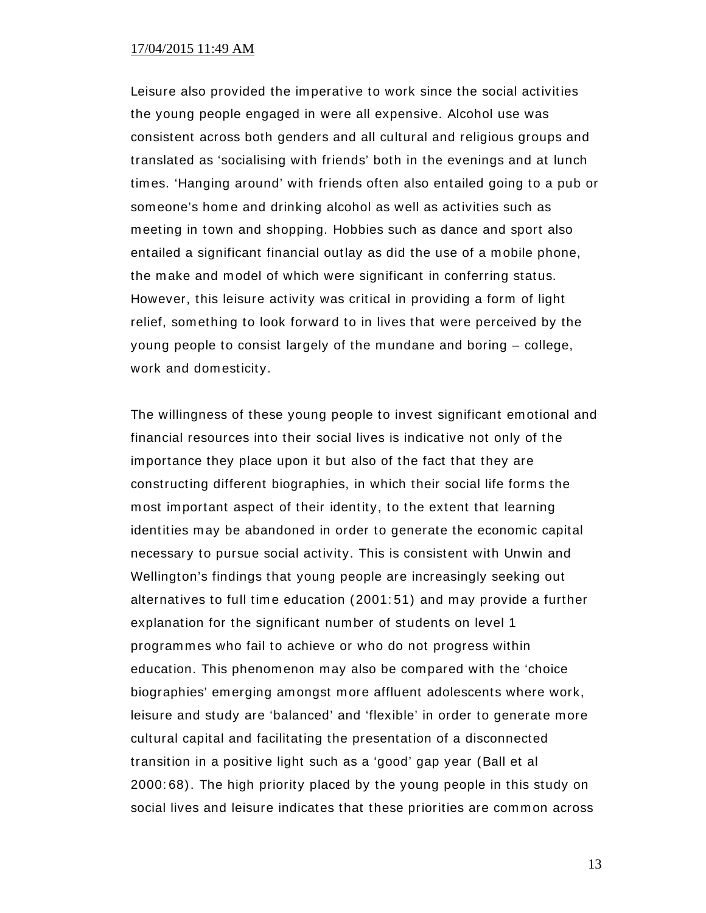Leisure also provided the imperative to work since the social activities the young people engaged in were all expensive. Alcohol use was consistent across both genders and all cultural and religious groups and translated as 'socialising with friends' both in the evenings and at lunch times. 'Hanging around' with friends often also entailed going to a pub or someone's home and drinking alcohol as well as activities such as meeting in town and shopping. Hobbies such as dance and sport also entailed a significant financial outlay as did the use of a mobile phone, the make and model of which were significant in conferring status. However, this leisure activity was critical in providing a form of light relief, something to look forward to in lives that were perceived by the young people to consist largely of the mundane and boring – college, work and domesticity.

The willingness of these young people to invest significant emotional and financial resources into their social lives is indicative not only of the importance they place upon it but also of the fact that they are constructing different biographies, in which their social life forms the most important aspect of their identity, to the extent that learning identities may be abandoned in order to generate the economic capital necessary to pursue social activity. This is consistent with Unwin and Wellington's findings that young people are increasingly seeking out alternatives to full time education (2001:51) and may provide a further explanation for the significant number of students on level 1 programmes who fail to achieve or who do not progress within education. This phenomenon may also be compared with the 'choice biographies' emerging amongst more affluent adolescents where work, leisure and study are 'balanced' and 'flexible' in order to generate more cultural capital and facilitating the presentation of a disconnected transition in a positive light such as a 'good' gap year (Ball et al 2000:68). The high priority placed by the young people in this study on social lives and leisure indicates that these priorities are common across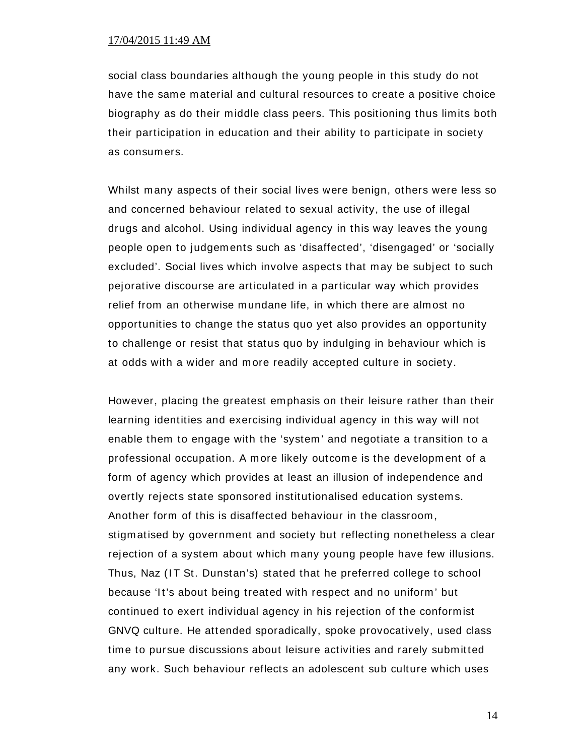social class boundaries although the young people in this study do not have the same material and cultural resources to create a positive choice biography as do their middle class peers. This positioning thus limits both their participation in education and their ability to participate in society as consumers.

Whilst many aspects of their social lives were benign, others were less so and concerned behaviour related to sexual activity, the use of illegal drugs and alcohol. Using individual agency in this way leaves the young people open to judgements such as 'disaffected', 'disengaged' or 'socially excluded'. Social lives which involve aspects that may be subject to such pejorative discourse are articulated in a particular way which provides relief from an otherwise mundane life, in which there are almost no opportunities to change the status quo yet also provides an opportunity to challenge or resist that status quo by indulging in behaviour which is at odds with a wider and more readily accepted culture in society.

However, placing the greatest emphasis on their leisure rather than their learning identities and exercising individual agency in this way will not enable them to engage with the 'system' and negotiate a transition to a professional occupation. A more likely outcome is the development of a form of agency which provides at least an illusion of independence and overtly rejects state sponsored institutionalised education systems. Another form of this is disaffected behaviour in the classroom, stigmatised by government and society but reflecting nonetheless a clear rejection of a system about which many young people have few illusions. Thus, Naz (IT St. Dunstan's) stated that he preferred college to school because 'It's about being treated with respect and no uniform' but continued to exert individual agency in his rejection of the conformist GNVQ culture. He attended sporadically, spoke provocatively, used class time to pursue discussions about leisure activities and rarely submitted any work. Such behaviour reflects an adolescent sub culture which uses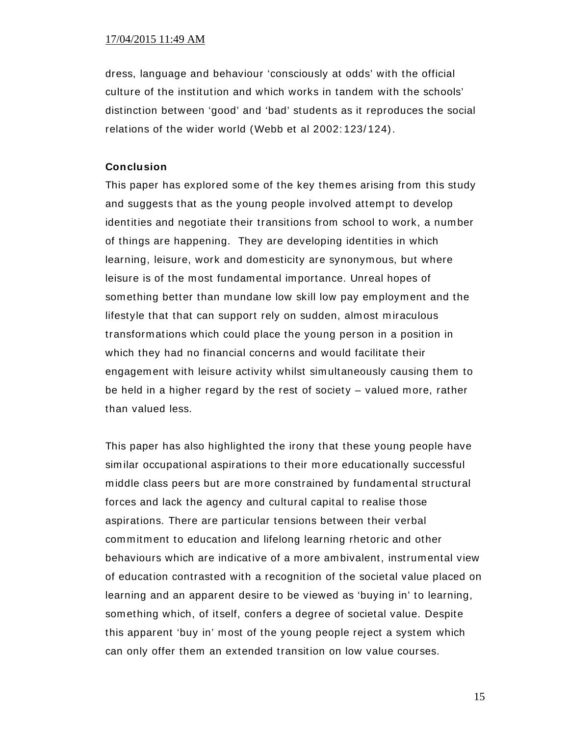dress, language and behaviour 'consciously at odds' with the official culture of the institution and which works in tandem with the schools' distinction between 'good' and 'bad' students as it reproduces the social relations of the wider world (Webb et al 2002:123/124).

**Conclusion**

This paper has explored some of the key themes arising from this study and suggests that as the young people involved attempt to develop identities and negotiate their transitions from school to work, a number of things are happening. They are developing identities in which learning, leisure, work and domesticity are synonymous, but where leisure is of the most fundamental importance. Unreal hopes of something better than mundane low skill low pay employment and the lifestyle that that can support rely on sudden, almost miraculous transformations which could place the young person in a position in which they had no financial concerns and would facilitate their engagement with leisure activity whilst simultaneously causing them to be held in a higher regard by the rest of society – valued more, rather than valued less.

This paper has also highlighted the irony that these young people have similar occupational aspirations to their more educationally successful middle class peers but are more constrained by fundamental structural forces and lack the agency and cultural capital to realise those aspirations. There are particular tensions between their verbal commitment to education and lifelong learning rhetoric and other behaviours which are indicative of a more ambivalent, instrumental view of education contrasted with a recognition of the societal value placed on learning and an apparent desire to be viewed as 'buying in' to learning, something which, of itself, confers a degree of societal value. Despite this apparent 'buy in' most of the young people reject a system which can only offer them an extended transition on low value courses.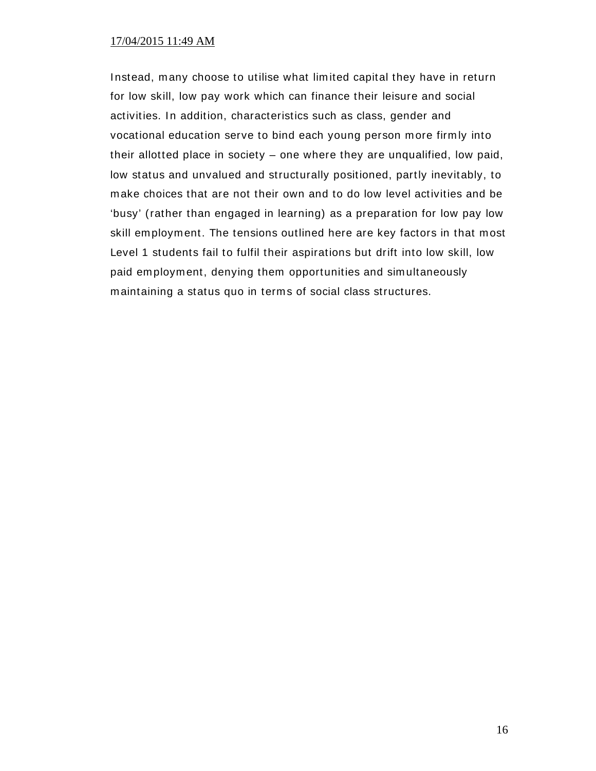Instead, many choose to utilise what limited capital they have in return for low skill, low pay work which can finance their leisure and social activities. In addition, characteristics such as class, gender and vocational education serve to bind each young person more firmly into their allotted place in society – one where they are unqualified, low paid, low status and unvalued and structurally positioned, partly inevitably, to make choices that are not their own and to do low level activities and be 'busy' (rather than engaged in learning) as a preparation for low pay low skill employment. The tensions outlined here are key factors in that most Level 1 students fail to fulfil their aspirations but drift into low skill, low paid employment, denying them opportunities and simultaneously maintaining a status quo in terms of social class structures.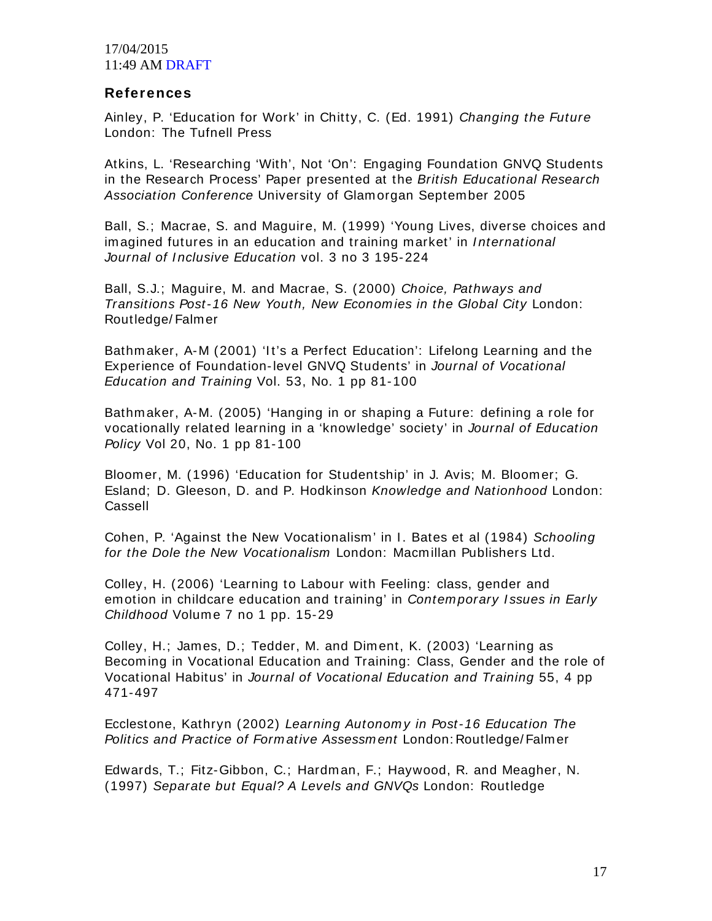## References

Ainley, P. 'Education for Work' in Chitty, C. (Ed. 1991) *Changing the Future* London: The Tufnell Press

Atkins, L. 'Researching 'With', Not 'On': Engaging Foundation GNVQ Students in the Research Process' Paper presented at the *British Educational Research Association Conference* University of Glamorgan September 2005

Ball, S.; Macrae, S. and Maguire, M. (1999) 'Young Lives, diverse choices and imagined futures in an education and training market' in *International Journal of Inclusive Education* vol. 3 no 3 195-224

Ball, S.J.; Maguire, M. and Macrae, S. (2000) *Choice, Pathways and Transitions Post-16 New Youth, New Economies in the Global City* London: Routledge/Falmer

Bathmaker, A-M (2001) 'It's a Perfect Education': Lifelong Learning and the Experience of Foundation-level GNVQ Students' in *Journal of Vocational Education and Training* Vol. 53, No. 1 pp 81-100

Bathmaker, A-M. (2005) 'Hanging in or shaping a Future: defining a role for vocationally related learning in a 'knowledge' society' in *Journal of Education Policy* Vol 20, No. 1 pp 81-100

Bloomer, M. (1996) 'Education for Studentship' in J. Avis; M. Bloomer; G. Esland; D. Gleeson, D. and P. Hodkinson *Knowledge and Nationhood* London: Cassell

Cohen, P. 'Against the New Vocationalism' in I. Bates et al (1984) *Schooling for the Dole the New Vocationalism* London: Macmillan Publishers Ltd.

Colley, H. (2006) 'Learning to Labour with Feeling: class, gender and emotion in childcare education and training' in *Contemporary Issues in Early Childhood* Volume 7 no 1 pp. 15-29

Colley, H.; James, D.; Tedder, M. and Diment, K. (2003) 'Learning as Becoming in Vocational Education and Training: Class, Gender and the role of Vocational Habitus' in *Journal of Vocational Education and Training* 55, 4 pp 471-497

Ecclestone, Kathryn (2002) *Learning Autonomy in Post-16 Education The Politics and Practice of Formative Assessment* London: Routledge/Falmer

Edwards, T.; Fitz-Gibbon, C.; Hardman, F.; Haywood, R. and Meagher, N. (1997) *Separate but Equal? A Levels and GNVQs* London: Routledge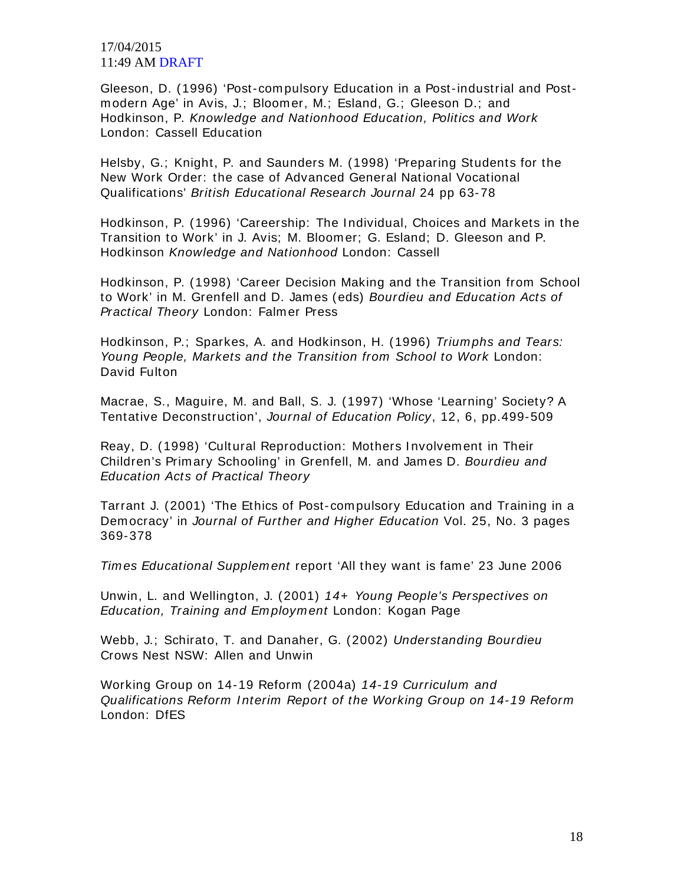Gleeson, D. (1996) 'Post-compulsory Education in a Post-industrial and Post-modern Age' in Avis, J.; Bloomer, M.; Esland, G.; Gleeson D.; and Hodkinson, P. *Knowledge and Nationhood Education, Politics and Work* London: Cassell Education

Helsby, G.; Knight, P. and Saunders M. (1998) 'Preparing Students for the New Work Order: the case of Advanced General National Vocational Qualifications' *British Educational Research Journal* 24 pp 63-78

Hodkinson, P. (1996) 'Careership: The Individual, Choices and Markets in the Transition to Work' in J. Avis; M. Bloomer; G. Esland; D. Gleeson and P. Hodkinson *Knowledge and Nationhood* London: Cassell

Hodkinson, P. (1998) 'Career Decision Making and the Transition from School to Work' in M. Grenfell and D. James (eds) *Bourdieu and Education Acts of Practical Theory* London: Falmer Press

Hodkinson, P.; Sparkes, A. and Hodkinson, H. (1996) *Triumphs and Tears: Young People, Markets and the Transition from School to Work* London: David Fulton

Macrae, S., Maguire, M. and Ball, S. J. (1997) 'Whose 'Learning' Society? A Tentative Deconstruction', *Journal of Education Policy*, 12, 6, pp.499-509

Reay, D. (1998) 'Cultural Reproduction: Mothers Involvement in Their Children's Primary Schooling' in Grenfell, M. and James D. *Bourdieu and Education Acts of Practical Theory*

Tarrant J. (2001) 'The Ethics of Post-compulsory Education and Training in a Democracy' in *Journal of Further and Higher Education* Vol. 25, No. 3 pages 369-378

*Times Educational Supplement* report 'All they want is fame' 23 June 2006

Unwin, L. and Wellington, J. (2001) *14+ Young People's Perspectives on Education, Training and Employment* London: Kogan Page

Webb, J.; Schirato, T. and Danaher, G. (2002) *Understanding Bourdieu* Crows Nest NSW: Allen and Unwin

Working Group on 14-19 Reform (2004a) *14-19 Curriculum and Qualifications Reform Interim Report of the Working Group on 14-19 Reform* London: DfES